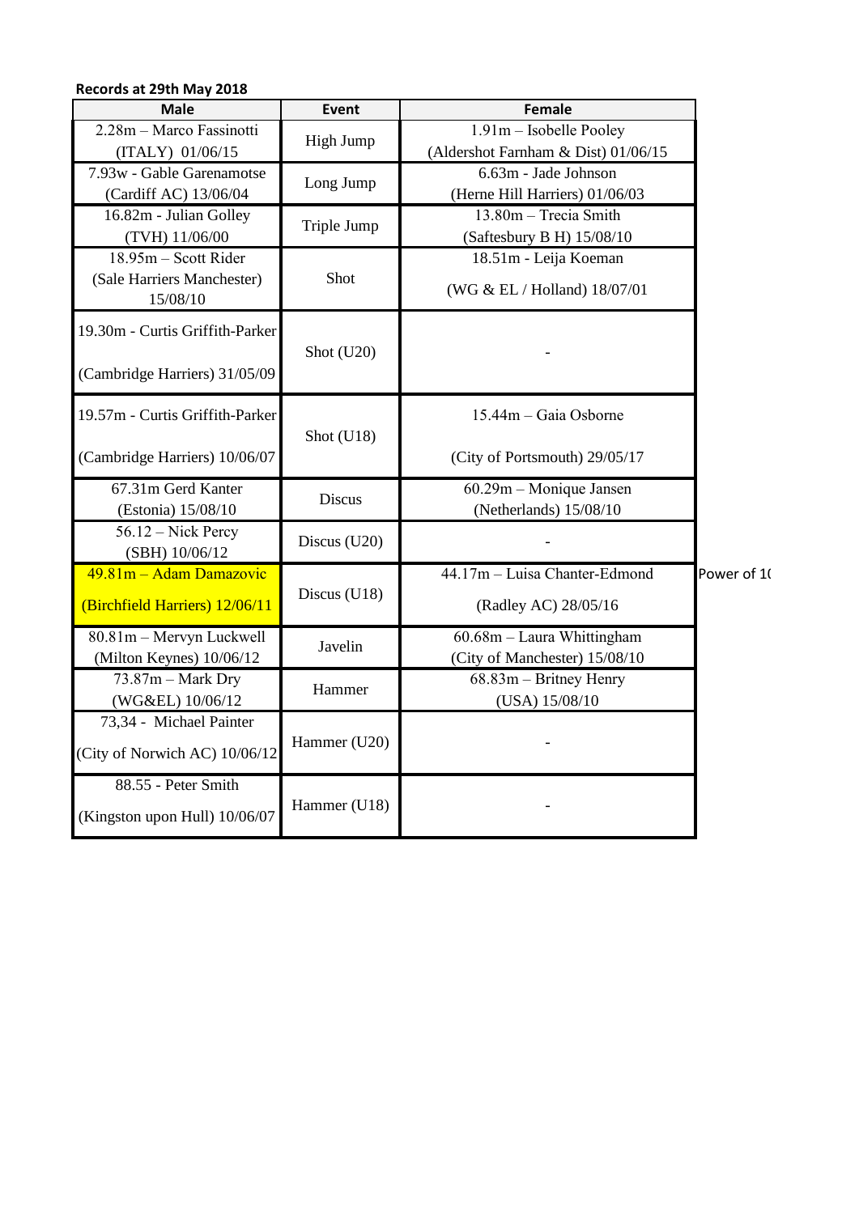**Records at 29th May 2018**

| Male | Event | Female |
|---|---|---|
| 2.28m – Marco Fassinotti (ITALY) 01/06/15 | High Jump | 1.91m – Isobelle Pooley (Aldershot Farnham & Dist) 01/06/15 |
| 7.93w - Gable Garenamotse (Cardiff AC) 13/06/04 | Long Jump | 6.63m - Jade Johnson (Herne Hill Harriers) 01/06/03 |
| 16.82m - Julian Golley (TVH) 11/06/00 | Triple Jump | 13.80m – Trecia Smith (Saftesbury B H) 15/08/10 |
| 18.95m – Scott Rider (Sale Harriers Manchester) 15/08/10 | Shot | 18.51m - Leija Koeman (WG & EL / Holland) 18/07/01 |
| 19.30m - Curtis Griffith-Parker (Cambridge Harriers) 31/05/09 | Shot (U20) | - |
| 19.57m - Curtis Griffith-Parker (Cambridge Harriers) 10/06/07 | Shot (U18) | 15.44m – Gaia Osborne (City of Portsmouth) 29/05/17 |
| 67.31m Gerd Kanter (Estonia) 15/08/10 | Discus | 60.29m – Monique Jansen (Netherlands) 15/08/10 |
| 56.12 – Nick Percy (SBH) 10/06/12 | Discus (U20) | - |
| 49.81m – Adam Damazovic (Birchfield Harriers) 12/06/11 | Discus (U18) | 44.17m – Luisa Chanter-Edmond (Radley AC) 28/05/16 |
| 80.81m – Mervyn Luckwell (Milton Keynes) 10/06/12 | Javelin | 60.68m – Laura Whittingham (City of Manchester) 15/08/10 |
| 73.87m – Mark Dry (WG&EL) 10/06/12 | Hammer | 68.83m – Britney Henry (USA) 15/08/10 |
| 73,34 - Michael Painter (City of Norwich AC) 10/06/12 | Hammer (U20) | - |
| 88.55 - Peter Smith (Kingston upon Hull) 10/06/07 | Hammer (U18) | - |

Power of 1(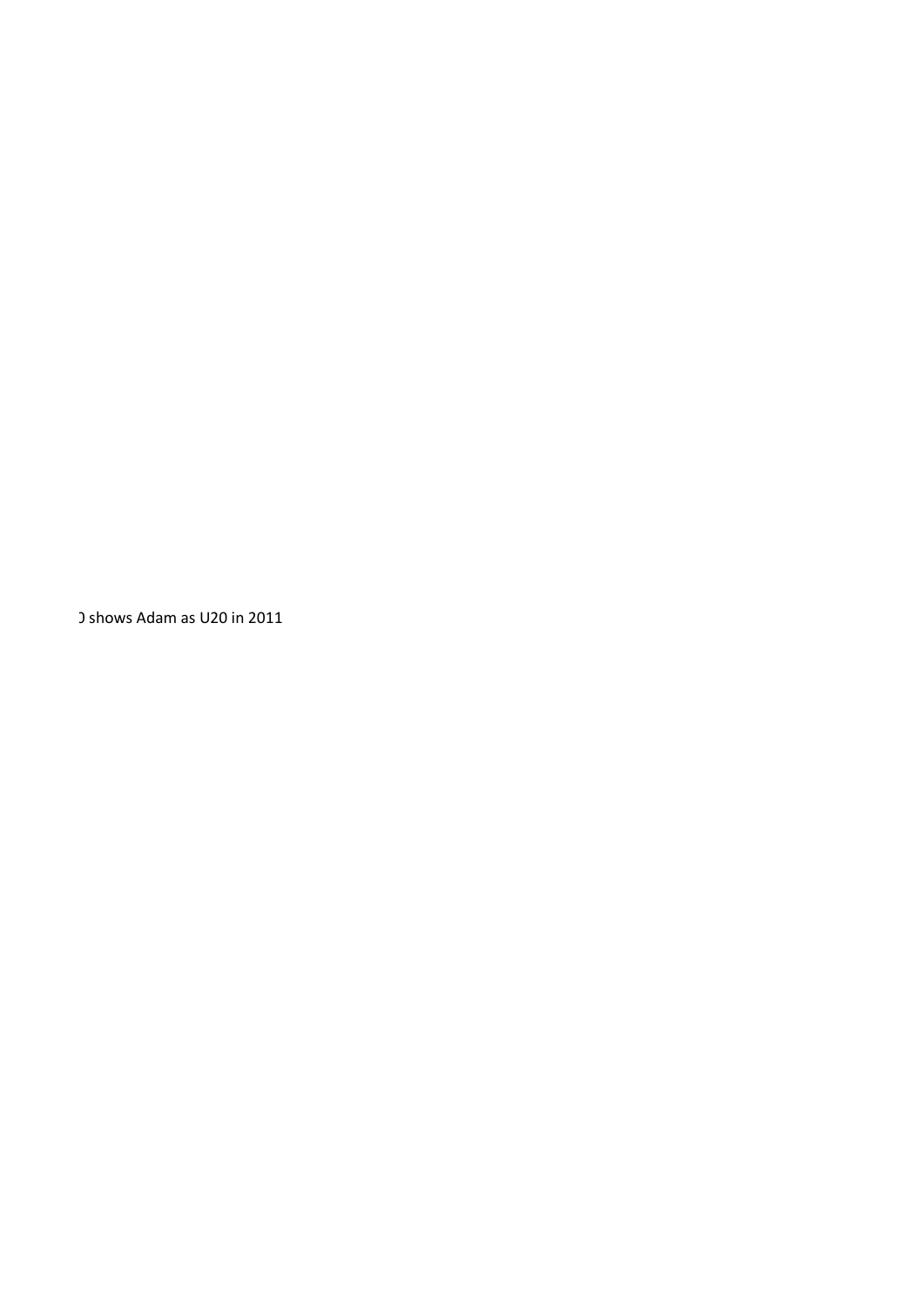) shows Adam as U20 in 2011